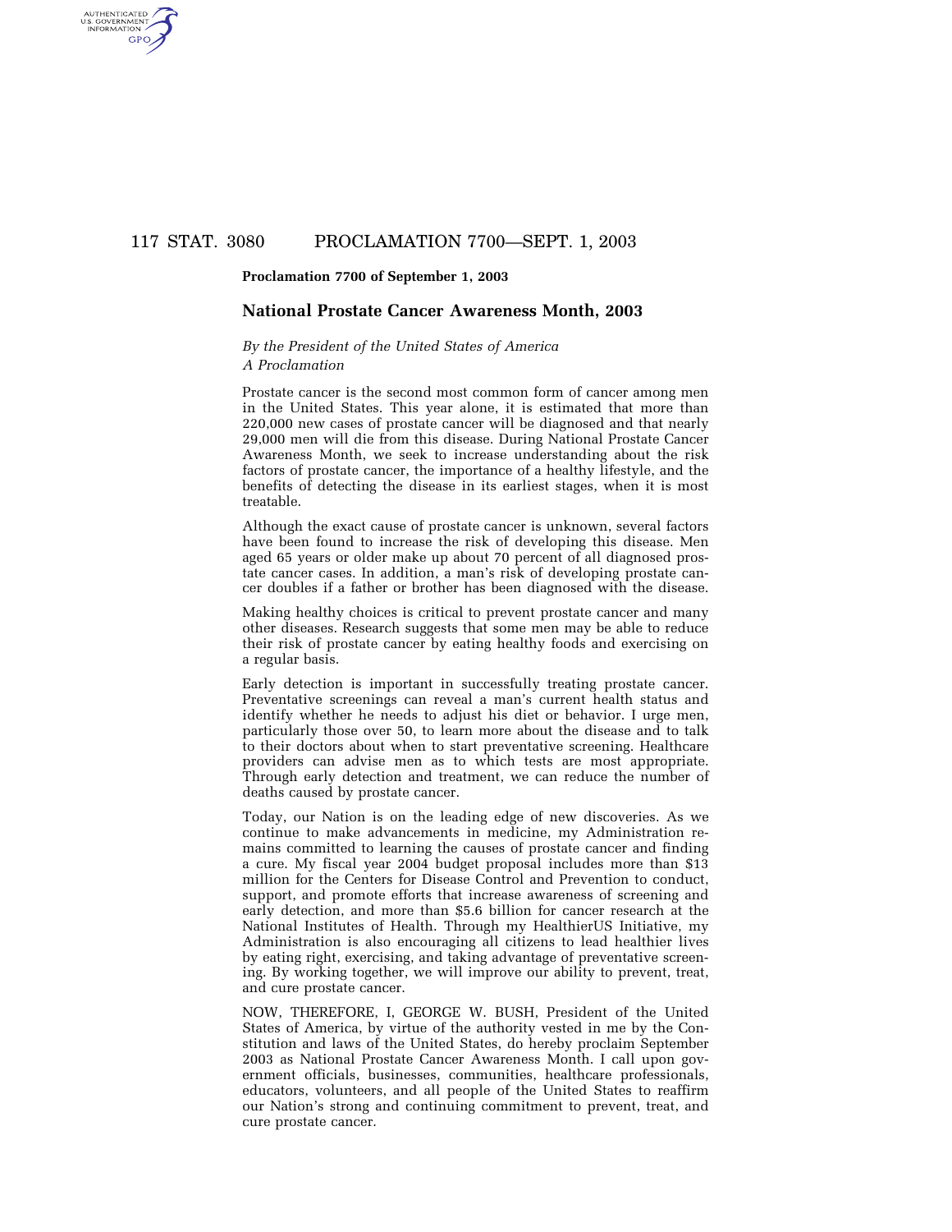**Proclamation 7700 of September 1, 2003**

## National Prostate Cancer Awareness Month, 2003

*By the President of the United States of America*
*A Proclamation*

Prostate cancer is the second most common form of cancer among men in the United States. This year alone, it is estimated that more than 220,000 new cases of prostate cancer will be diagnosed and that nearly 29,000 men will die from this disease. During National Prostate Cancer Awareness Month, we seek to increase understanding about the risk factors of prostate cancer, the importance of a healthy lifestyle, and the benefits of detecting the disease in its earliest stages, when it is most treatable.

Although the exact cause of prostate cancer is unknown, several factors have been found to increase the risk of developing this disease. Men aged 65 years or older make up about 70 percent of all diagnosed prostate cancer cases. In addition, a man's risk of developing prostate cancer doubles if a father or brother has been diagnosed with the disease.

Making healthy choices is critical to prevent prostate cancer and many other diseases. Research suggests that some men may be able to reduce their risk of prostate cancer by eating healthy foods and exercising on a regular basis.

Early detection is important in successfully treating prostate cancer. Preventative screenings can reveal a man's current health status and identify whether he needs to adjust his diet or behavior. I urge men, particularly those over 50, to learn more about the disease and to talk to their doctors about when to start preventative screening. Healthcare providers can advise men as to which tests are most appropriate. Through early detection and treatment, we can reduce the number of deaths caused by prostate cancer.

Today, our Nation is on the leading edge of new discoveries. As we continue to make advancements in medicine, my Administration remains committed to learning the causes of prostate cancer and finding a cure. My fiscal year 2004 budget proposal includes more than $13 million for the Centers for Disease Control and Prevention to conduct, support, and promote efforts that increase awareness of screening and early detection, and more than $5.6 billion for cancer research at the National Institutes of Health. Through my HealthierUS Initiative, my Administration is also encouraging all citizens to lead healthier lives by eating right, exercising, and taking advantage of preventative screening. By working together, we will improve our ability to prevent, treat, and cure prostate cancer.

NOW, THEREFORE, I, GEORGE W. BUSH, President of the United States of America, by virtue of the authority vested in me by the Constitution and laws of the United States, do hereby proclaim September 2003 as National Prostate Cancer Awareness Month. I call upon government officials, businesses, communities, healthcare professionals, educators, volunteers, and all people of the United States to reaffirm our Nation's strong and continuing commitment to prevent, treat, and cure prostate cancer.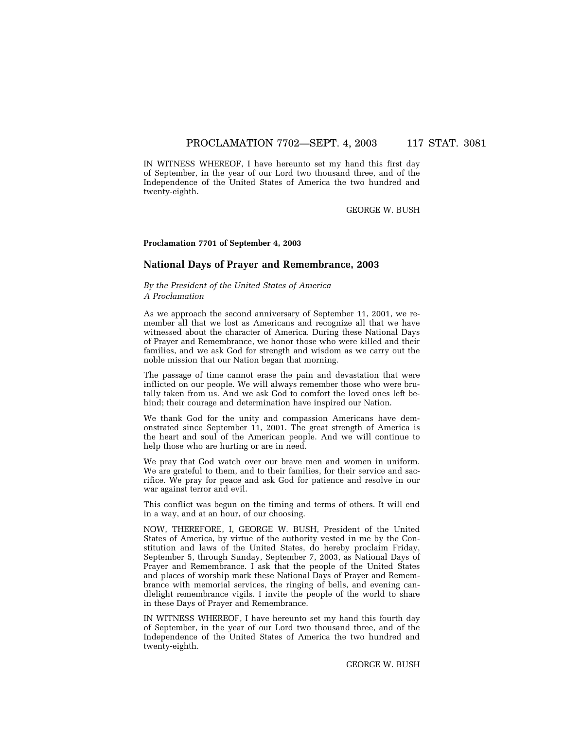IN WITNESS WHEREOF, I have hereunto set my hand this first day of September, in the year of our Lord two thousand three, and of the Independence of the United States of America the two hundred and twenty-eighth.

GEORGE W. BUSH

**Proclamation 7701 of September 4, 2003**

## National Days of Prayer and Remembrance, 2003

*By the President of the United States of America*
*A Proclamation*

As we approach the second anniversary of September 11, 2001, we remember all that we lost as Americans and recognize all that we have witnessed about the character of America. During these National Days of Prayer and Remembrance, we honor those who were killed and their families, and we ask God for strength and wisdom as we carry out the noble mission that our Nation began that morning.

The passage of time cannot erase the pain and devastation that were inflicted on our people. We will always remember those who were brutally taken from us. And we ask God to comfort the loved ones left behind; their courage and determination have inspired our Nation.

We thank God for the unity and compassion Americans have demonstrated since September 11, 2001. The great strength of America is the heart and soul of the American people. And we will continue to help those who are hurting or are in need.

We pray that God watch over our brave men and women in uniform. We are grateful to them, and to their families, for their service and sacrifice. We pray for peace and ask God for patience and resolve in our war against terror and evil.

This conflict was begun on the timing and terms of others. It will end in a way, and at an hour, of our choosing.

NOW, THEREFORE, I, GEORGE W. BUSH, President of the United States of America, by virtue of the authority vested in me by the Constitution and laws of the United States, do hereby proclaim Friday, September 5, through Sunday, September 7, 2003, as National Days of Prayer and Remembrance. I ask that the people of the United States and places of worship mark these National Days of Prayer and Remembrance with memorial services, the ringing of bells, and evening candlelight remembrance vigils. I invite the people of the world to share in these Days of Prayer and Remembrance.

IN WITNESS WHEREOF, I have hereunto set my hand this fourth day of September, in the year of our Lord two thousand three, and of the Independence of the United States of America the two hundred and twenty-eighth.

GEORGE W. BUSH